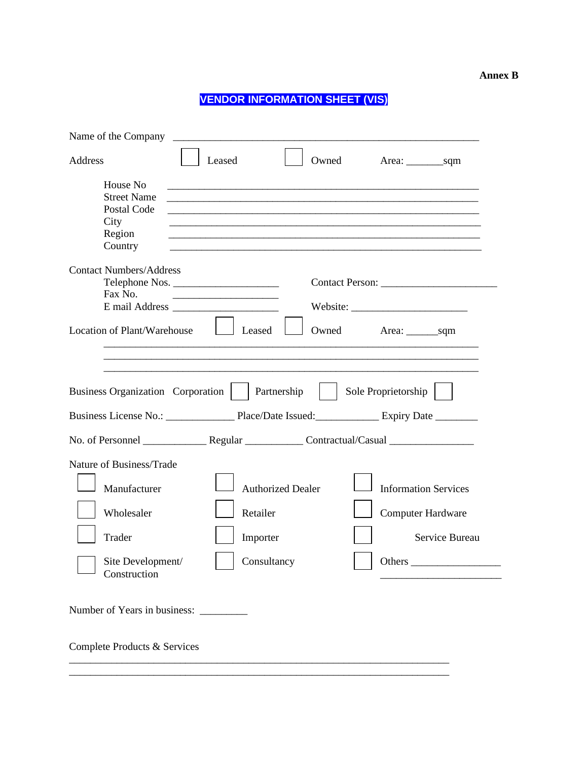**Annex B**

# VENDOR INFORMATION SHEET (VIS)

Name of the Company ____________________________________________________________

Address ☐ Leased ☐ Owned Area: _______sqm

House No ____________________________________________________________
Street Name ____________________________________________________________
Postal Code ____________________________________________________________
City ____________________________________________________________
Region ____________________________________________________________
Country ____________________________________________________________

Contact Numbers/Address

Telephone Nos. ____________________ Contact Person: ______________________
Fax No. ____________________
E mail Address ____________________ Website: ______________________

Location of Plant/Warehouse ☐ Leased ☐ Owned Area: ______sqm

__________________________________________________________________________
__________________________________________________________________________
__________________________________________________________________________

Business Organization Corporation ☐ Partnership ☐ Sole Proprietorship ☐

Business License No.: _____________ Place/Date Issued:____________ Expiry Date ________

No. of Personnel ____________ Regular ___________ Contractual/Casual ________________

Nature of Business/Trade

| | | |
|---|---|---|
| ☐ Manufacturer | ☐ Authorized Dealer | ☐ Information Services |
| ☐ Wholesaler | ☐ Retailer | ☐ Computer Hardware |
| ☐ Trader | ☐ Importer | ☐ Service Bureau |
| ☐ Site Development/ Construction | ☐ Consultancy | ☐ Others _________________ ______________________ |

Number of Years in business: _________

Complete Products & Services

__________________________________________________________________________
__________________________________________________________________________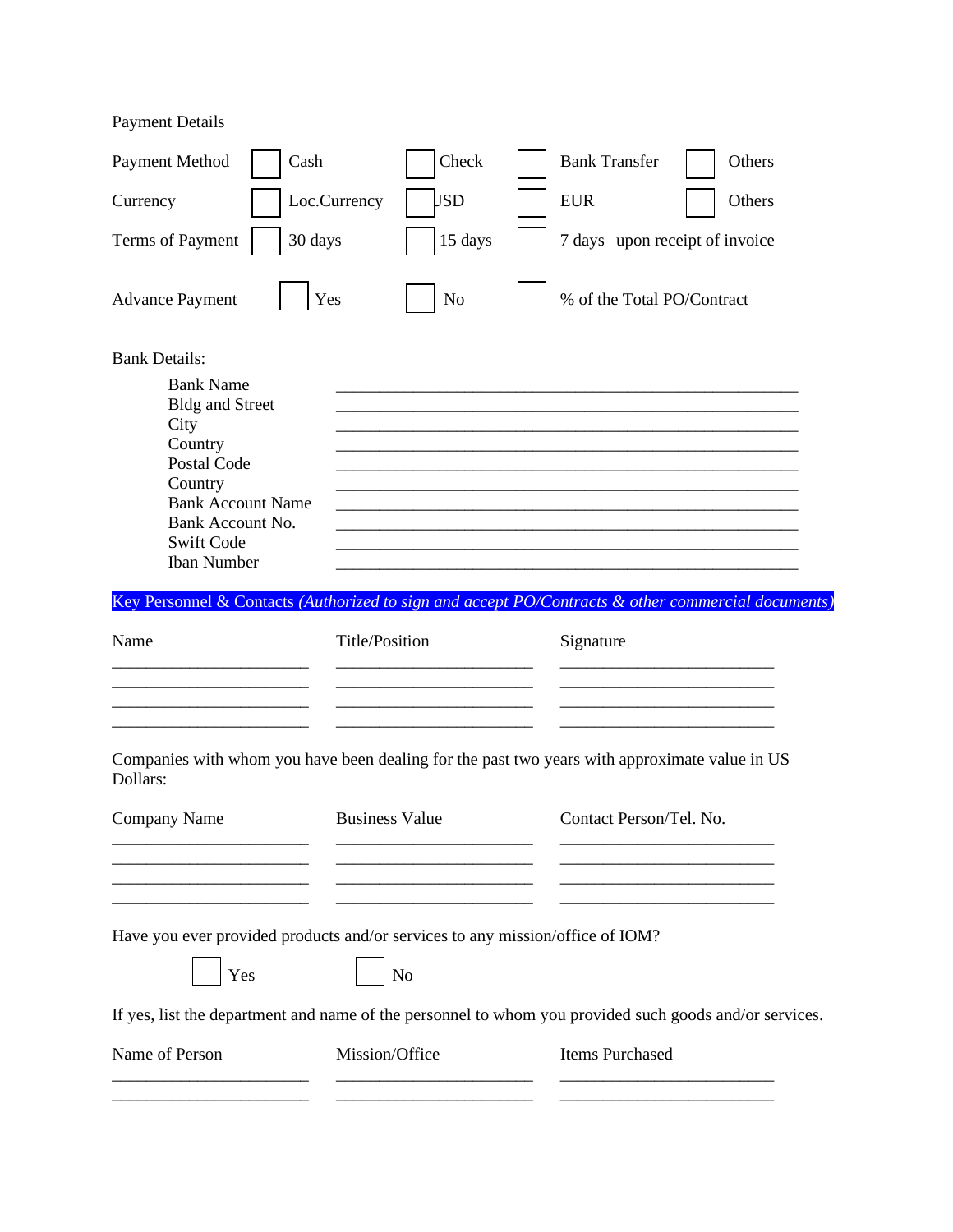Payment Details

| Payment Method | ☐ Cash | ☐ Check | ☐ Bank Transfer | ☐ Others |
|---|---|---|---|---|
| Currency | ☐ Loc.Currency | ☐ USD | ☐ EUR | ☐ Others |
| Terms of Payment | ☐ 30 days | ☐ 15 days | ☐ 7 days upon receipt of invoice | |
| Advance Payment | ☐ Yes | ☐ No | ☐ % of the Total PO/Contract | |

Bank Details:

- Bank Name ______________________________________________
- Bldg and Street ______________________________________________
- City ______________________________________________
- Country ______________________________________________
- Postal Code ______________________________________________
- Country ______________________________________________
- Bank Account Name ______________________________________________
- Bank Account No. ______________________________________________
- Swift Code ______________________________________________
- Iban Number ______________________________________________

Key Personnel & Contacts *(Authorized to sign and accept PO/Contracts & other commercial documents)*

| Name | Title/Position | Signature |
|---|---|---|
| | | |
| | | |
| | | |
| | | |

Companies with whom you have been dealing for the past two years with approximate value in US Dollars:

| Company Name | Business Value | Contact Person/Tel. No. |
|---|---|---|
| | | |
| | | |
| | | |
| | | |

Have you ever provided products and/or services to any mission/office of IOM?

☐ Yes ☐ No

If yes, list the department and name of the personnel to whom you provided such goods and/or services.

| Name of Person | Mission/Office | Items Purchased |
|---|---|---|
| | | |
| | | |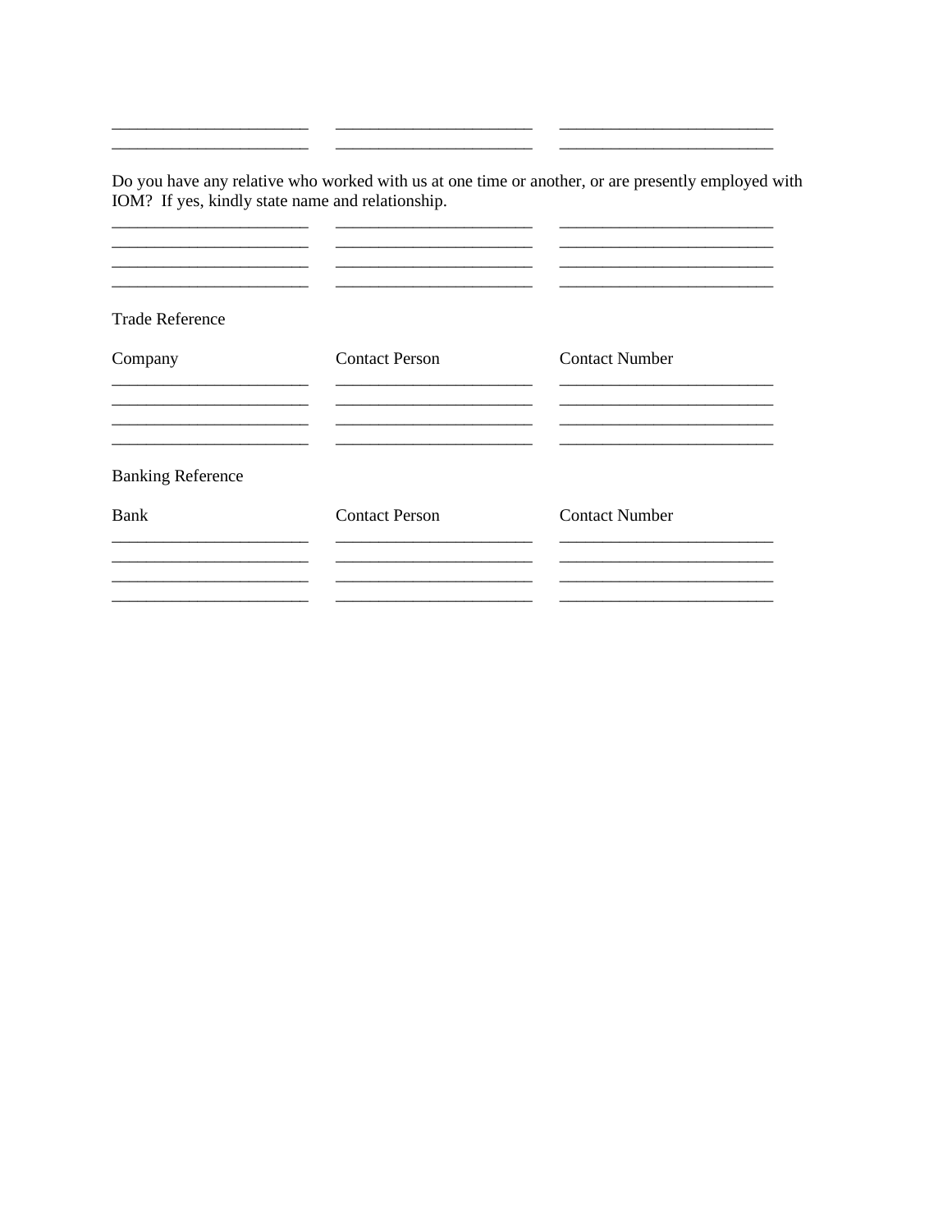| | | |
|---|---|---|
| ______________________ | ______________________ | ________________________ |
| ______________________ | ______________________ | ________________________ |

Do you have any relative who worked with us at one time or another, or are presently employed with IOM? If yes, kindly state name and relationship.

| | | |
|---|---|---|
| ______________________ | ______________________ | ________________________ |
| ______________________ | ______________________ | ________________________ |
| ______________________ | ______________________ | ________________________ |
| ______________________ | ______________________ | ________________________ |

Trade Reference

| Company | Contact Person | Contact Number |
|---|---|---|
| ______________________ | ______________________ | ________________________ |
| ______________________ | ______________________ | ________________________ |
| ______________________ | ______________________ | ________________________ |
| ______________________ | ______________________ | ________________________ |

Banking Reference

| Bank | Contact Person | Contact Number |
|---|---|---|
| ______________________ | ______________________ | ________________________ |
| ______________________ | ______________________ | ________________________ |
| ______________________ | ______________________ | ________________________ |
| ______________________ | ______________________ | ________________________ |